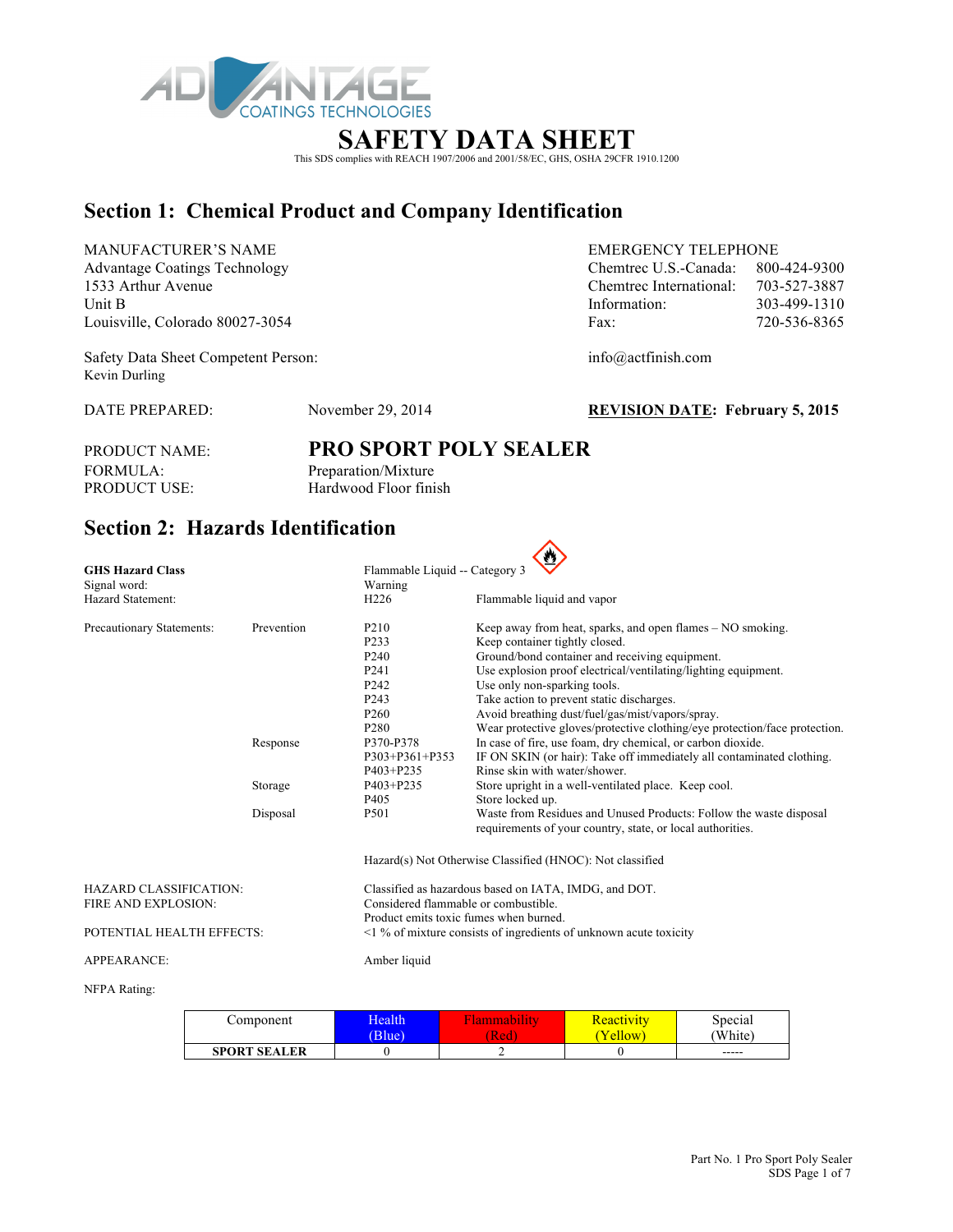# SAFETY DATA SHEET

This SDS complies with REACH 1907/2006 and 2001/58/EC, GHS, OSHA 29CFR 1910.1200

## Section 1: Chemical Product and Company Identification

MANUFACTURER'S NAME
Advantage Coatings Technology
1533 Arthur Avenue
Unit B
Louisville, Colorado 80027-3054

EMERGENCY TELEPHONE

| | |
|---|---|
| Chemtrec U.S.-Canada: | 800-424-9300 |
| Chemtrec International: | 703-527-3887 |
| Information: | 303-499-1310 |
| Fax: | 720-536-8365 |

Safety Data Sheet Competent Person:
Kevin Durling

info@actfinish.com

DATE PREPARED: November 29, 2014

**REVISION DATE: February 5, 2015**

PRODUCT NAME: **PRO SPORT POLY SEALER**
FORMULA: Preparation/Mixture
PRODUCT USE: Hardwood Floor finish

## Section 2: Hazards Identification

| | | | |
|---|---|---|---|
| **GHS Hazard Class** | | Flammable Liquid -- Category 3 | |
| Signal word: | | Warning | |
| Hazard Statement: | | H226 | Flammable liquid and vapor |
| Precautionary Statements: | Prevention | P210 | Keep away from heat, sparks, and open flames – NO smoking. |
| | | P233 | Keep container tightly closed. |
| | | P240 | Ground/bond container and receiving equipment. |
| | | P241 | Use explosion proof electrical/ventilating/lighting equipment. |
| | | P242 | Use only non-sparking tools. |
| | | P243 | Take action to prevent static discharges. |
| | | P260 | Avoid breathing dust/fuel/gas/mist/vapors/spray. |
| | | P280 | Wear protective gloves/protective clothing/eye protection/face protection. |
| | Response | P370-P378 | In case of fire, use foam, dry chemical, or carbon dioxide. |
| | | P303+P361+P353 | IF ON SKIN (or hair): Take off immediately all contaminated clothing. |
| | | P403+P235 | Rinse skin with water/shower. |
| | Storage | P403+P235 | Store upright in a well-ventilated place. Keep cool. |
| | | P405 | Store locked up. |
| | Disposal | P501 | Waste from Residues and Unused Products: Follow the waste disposal requirements of your country, state, or local authorities. |

Hazard(s) Not Otherwise Classified (HNOC): Not classified

HAZARD CLASSIFICATION: Classified as hazardous based on IATA, IMDG, and DOT.

FIRE AND EXPLOSION: Considered flammable or combustible.
Product emits toxic fumes when burned.

POTENTIAL HEALTH EFFECTS: <1 % of mixture consists of ingredients of unknown acute toxicity

APPEARANCE: Amber liquid

NFPA Rating:

| Component | Health (Blue) | Flammability (Red) | Reactivity (Yellow) | Special (White) |
|---|---|---|---|---|
| **SPORT SEALER** | 0 | 2 | 0 | ----- |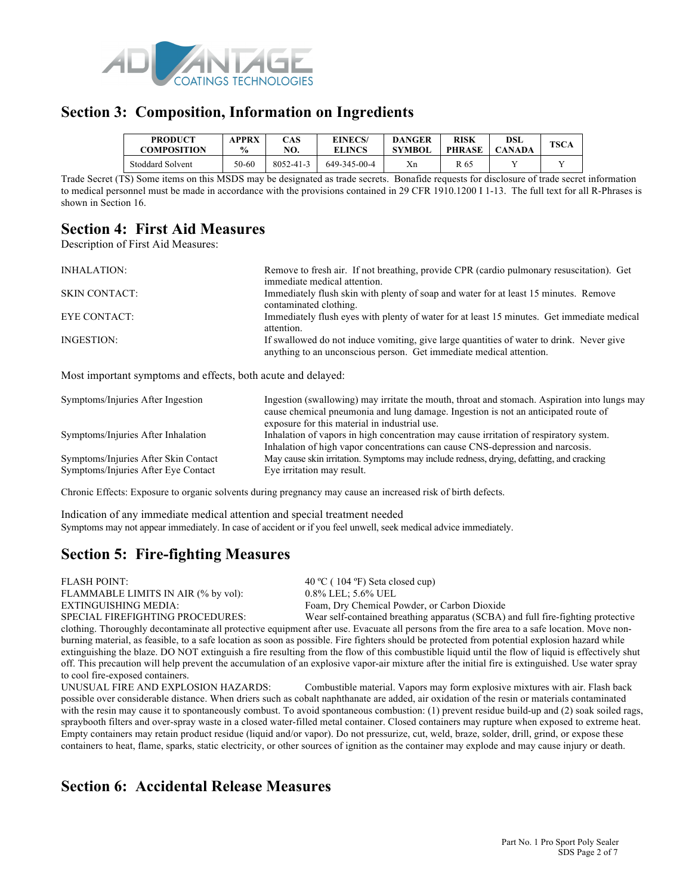## Section 3: Composition, Information on Ingredients

| PRODUCT COMPOSITION | APPRX % | CAS NO. | EINECS/ ELINCS | DANGER SYMBOL | RISK PHRASE | DSL CANADA | TSCA |
|---|---|---|---|---|---|---|---|
| Stoddard Solvent | 50-60 | 8052-41-3 | 649-345-00-4 | Xn | R 65 | Y | Y |

Trade Secret (TS) Some items on this MSDS may be designated as trade secrets. Bonafide requests for disclosure of trade secret information to medical personnel must be made in accordance with the provisions contained in 29 CFR 1910.1200 I 1-13. The full text for all R-Phrases is shown in Section 16.

## Section 4: First Aid Measures

Description of First Aid Measures:

INHALATION: Remove to fresh air. If not breathing, provide CPR (cardio pulmonary resuscitation). Get immediate medical attention.

SKIN CONTACT: Immediately flush skin with plenty of soap and water for at least 15 minutes. Remove contaminated clothing.

EYE CONTACT: Immediately flush eyes with plenty of water for at least 15 minutes. Get immediate medical attention.

INGESTION: If swallowed do not induce vomiting, give large quantities of water to drink. Never give anything to an unconscious person. Get immediate medical attention.

Most important symptoms and effects, both acute and delayed:

Symptoms/Injuries After Ingestion: Ingestion (swallowing) may irritate the mouth, throat and stomach. Aspiration into lungs may cause chemical pneumonia and lung damage. Ingestion is not an anticipated route of exposure for this material in industrial use.

Symptoms/Injuries After Inhalation: Inhalation of vapors in high concentration may cause irritation of respiratory system. Inhalation of high vapor concentrations can cause CNS-depression and narcosis.

Symptoms/Injuries After Skin Contact: May cause skin irritation. Symptoms may include redness, drying, defatting, and cracking

Symptoms/Injuries After Eye Contact: Eye irritation may result.

Chronic Effects: Exposure to organic solvents during pregnancy may cause an increased risk of birth defects.

Indication of any immediate medical attention and special treatment needed

Symptoms may not appear immediately. In case of accident or if you feel unwell, seek medical advice immediately.

## Section 5: Fire-fighting Measures

FLASH POINT: 40 ºC ( 104 ºF) Seta closed cup)

FLAMMABLE LIMITS IN AIR (% by vol): 0.8% LEL; 5.6% UEL

EXTINGUISHING MEDIA: Foam, Dry Chemical Powder, or Carbon Dioxide

SPECIAL FIREFIGHTING PROCEDURES: Wear self-contained breathing apparatus (SCBA) and full fire-fighting protective clothing. Thoroughly decontaminate all protective equipment after use. Evacuate all persons from the fire area to a safe location. Move non-burning material, as feasible, to a safe location as soon as possible. Fire fighters should be protected from potential explosion hazard while extinguishing the blaze. DO NOT extinguish a fire resulting from the flow of this combustible liquid until the flow of liquid is effectively shut off. This precaution will help prevent the accumulation of an explosive vapor-air mixture after the initial fire is extinguished. Use water spray to cool fire-exposed containers.

UNUSUAL FIRE AND EXPLOSION HAZARDS: Combustible material. Vapors may form explosive mixtures with air. Flash back possible over considerable distance. When driers such as cobalt naphthanate are added, air oxidation of the resin or materials contaminated with the resin may cause it to spontaneously combust. To avoid spontaneous combustion: (1) prevent residue build-up and (2) soak soiled rags, spraybooth filters and over-spray waste in a closed water-filled metal container. Closed containers may rupture when exposed to extreme heat. Empty containers may retain product residue (liquid and/or vapor). Do not pressurize, cut, weld, braze, solder, drill, grind, or expose these containers to heat, flame, sparks, static electricity, or other sources of ignition as the container may explode and may cause injury or death.

## Section 6: Accidental Release Measures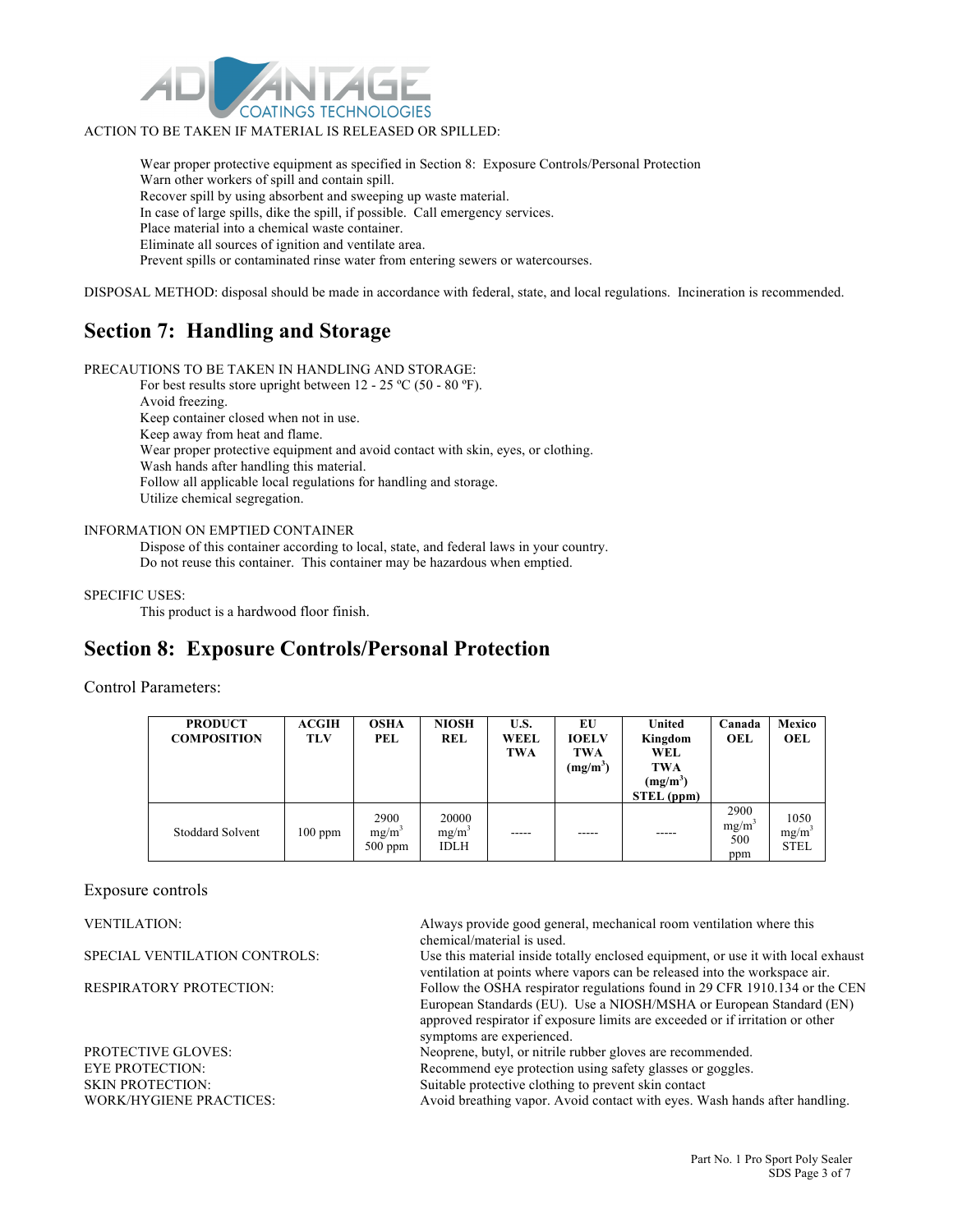ACTION TO BE TAKEN IF MATERIAL IS RELEASED OR SPILLED:

Wear proper protective equipment as specified in Section 8: Exposure Controls/Personal Protection
Warn other workers of spill and contain spill.
Recover spill by using absorbent and sweeping up waste material.
In case of large spills, dike the spill, if possible. Call emergency services.
Place material into a chemical waste container.
Eliminate all sources of ignition and ventilate area.
Prevent spills or contaminated rinse water from entering sewers or watercourses.

DISPOSAL METHOD: disposal should be made in accordance with federal, state, and local regulations. Incineration is recommended.

## Section 7: Handling and Storage

PRECAUTIONS TO BE TAKEN IN HANDLING AND STORAGE:

For best results store upright between 12 - 25 ºC (50 - 80 ºF).
Avoid freezing.
Keep container closed when not in use.
Keep away from heat and flame.
Wear proper protective equipment and avoid contact with skin, eyes, or clothing.
Wash hands after handling this material.
Follow all applicable local regulations for handling and storage.
Utilize chemical segregation.

INFORMATION ON EMPTIED CONTAINER

Dispose of this container according to local, state, and federal laws in your country.
Do not reuse this container. This container may be hazardous when emptied.

SPECIFIC USES:

This product is a hardwood floor finish.

## Section 8: Exposure Controls/Personal Protection

Control Parameters:

| PRODUCT COMPOSITION | ACGIH TLV | OSHA PEL | NIOSH REL | U.S. WEEL TWA | EU IOELV TWA ($mg/m^3$) | United Kingdom WEL TWA ($mg/m^3$) STEL (ppm) | Canada OEL | Mexico OEL |
|---|---|---|---|---|---|---|---|---|
| Stoddard Solvent | 100 ppm | 2900 $mg/m^3$ 500 ppm | 20000 $mg/m^3$ IDLH | ----- | ----- | ----- | 2900 $mg/m^3$ 500 ppm | 1050 $mg/m^3$ STEL |

Exposure controls

VENTILATION: Always provide good general, mechanical room ventilation where this chemical/material is used.

SPECIAL VENTILATION CONTROLS: Use this material inside totally enclosed equipment, or use it with local exhaust ventilation at points where vapors can be released into the workspace air.

RESPIRATORY PROTECTION: Follow the OSHA respirator regulations found in 29 CFR 1910.134 or the CEN European Standards (EU). Use a NIOSH/MSHA or European Standard (EN) approved respirator if exposure limits are exceeded or if irritation or other symptoms are experienced.

PROTECTIVE GLOVES: Neoprene, butyl, or nitrile rubber gloves are recommended.

EYE PROTECTION: Recommend eye protection using safety glasses or goggles.

SKIN PROTECTION: Suitable protective clothing to prevent skin contact

WORK/HYGIENE PRACTICES: Avoid breathing vapor. Avoid contact with eyes. Wash hands after handling.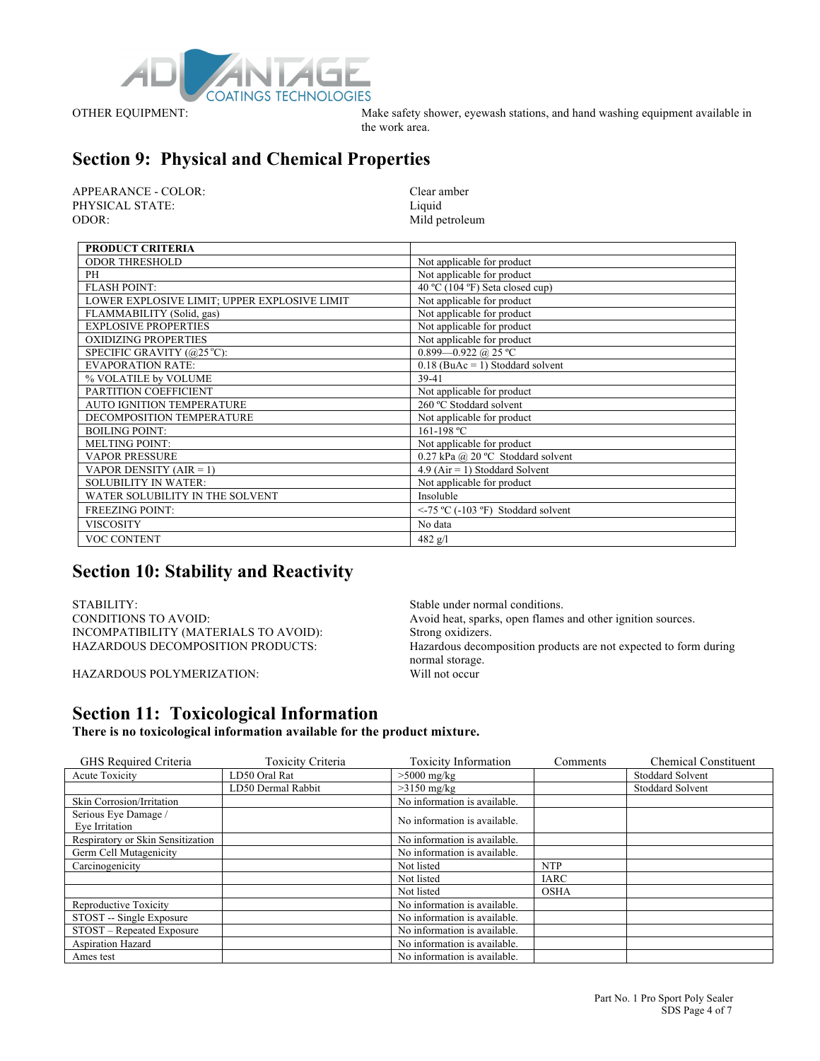OTHER EQUIPMENT: Make safety shower, eyewash stations, and hand washing equipment available in the work area.

## Section 9: Physical and Chemical Properties

APPEARANCE - COLOR: Clear amber
PHYSICAL STATE: Liquid
ODOR: Mild petroleum

| PRODUCT CRITERIA | |
|---|---|
| ODOR THRESHOLD | Not applicable for product |
| PH | Not applicable for product |
| FLASH POINT: | 40 ºC (104 ºF) Seta closed cup) |
| LOWER EXPLOSIVE LIMIT; UPPER EXPLOSIVE LIMIT | Not applicable for product |
| FLAMMABILITY (Solid, gas) | Not applicable for product |
| EXPLOSIVE PROPERTIES | Not applicable for product |
| OXIDIZING PROPERTIES | Not applicable for product |
| SPECIFIC GRAVITY (@25 ºC): | 0.899—0.922 @ 25 ºC |
| EVAPORATION RATE: | 0.18 (BuAc = 1) Stoddard solvent |
| % VOLATILE by VOLUME | 39-41 |
| PARTITION COEFFICIENT | Not applicable for product |
| AUTO IGNITION TEMPERATURE | 260 ºC Stoddard solvent |
| DECOMPOSITION TEMPERATURE | Not applicable for product |
| BOILING POINT: | 161-198 ºC |
| MELTING POINT: | Not applicable for product |
| VAPOR PRESSURE | 0.27 kPa @ 20 ºC Stoddard solvent |
| VAPOR DENSITY (AIR = 1) | 4.9 (Air = 1) Stoddard Solvent |
| SOLUBILITY IN WATER: | Not applicable for product |
| WATER SOLUBILITY IN THE SOLVENT | Insoluble |
| FREEZING POINT: | <-75 ºC (-103 ºF) Stoddard solvent |
| VISCOSITY | No data |
| VOC CONTENT | 482 g/l |

## Section 10: Stability and Reactivity

STABILITY: Stable under normal conditions.
CONDITIONS TO AVOID: Avoid heat, sparks, open flames and other ignition sources.
INCOMPATIBILITY (MATERIALS TO AVOID): Strong oxidizers.
HAZARDOUS DECOMPOSITION PRODUCTS: Hazardous decomposition products are not expected to form during normal storage.
HAZARDOUS POLYMERIZATION: Will not occur

## Section 11: Toxicological Information

**There is no toxicological information available for the product mixture.**

| GHS Required Criteria | Toxicity Criteria | Toxicity Information | Comments | Chemical Constituent |
|---|---|---|---|---|
| Acute Toxicity | LD50 Oral Rat | >5000 mg/kg | | Stoddard Solvent |
| | LD50 Dermal Rabbit | >3150 mg/kg | | Stoddard Solvent |
| Skin Corrosion/Irritation | | No information is available. | | |
| Serious Eye Damage / Eye Irritation | | No information is available. | | |
| Respiratory or Skin Sensitization | | No information is available. | | |
| Germ Cell Mutagenicity | | No information is available. | | |
| Carcinogenicity | | Not listed | NTP | |
| | | Not listed | IARC | |
| | | Not listed | OSHA | |
| Reproductive Toxicity | | No information is available. | | |
| STOST -- Single Exposure | | No information is available. | | |
| STOST – Repeated Exposure | | No information is available. | | |
| Aspiration Hazard | | No information is available. | | |
| Ames test | | No information is available. | | |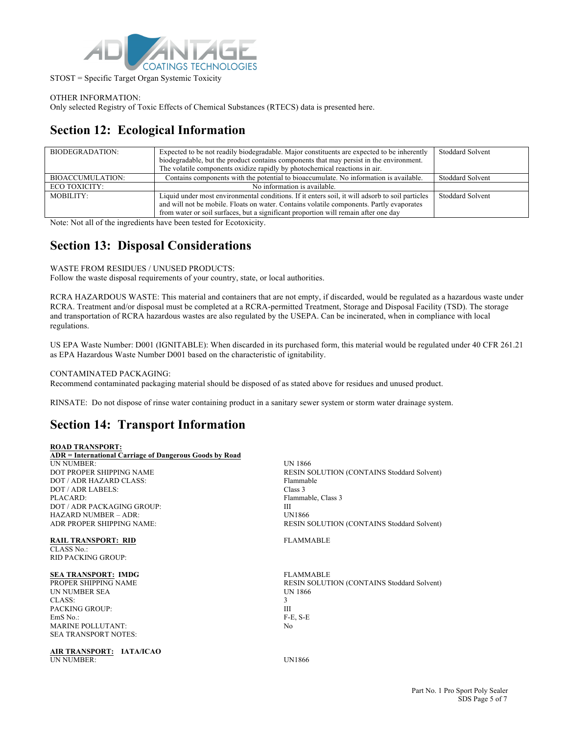STOST = Specific Target Organ Systemic Toxicity

OTHER INFORMATION:
Only selected Registry of Toxic Effects of Chemical Substances (RTECS) data is presented here.

## Section 12: Ecological Information

| | | |
|---|---|---|
| BIODEGRADATION: | Expected to be not readily biodegradable. Major constituents are expected to be inherently biodegradable, but the product contains components that may persist in the environment. The volatile components oxidize rapidly by photochemical reactions in air. | Stoddard Solvent |
| BIOACCUMULATION: | Contains components with the potential to bioaccumulate. No information is available. | Stoddard Solvent |
| ECO TOXICITY: | No information is available. | |
| MOBILITY: | Liquid under most environmental conditions. If it enters soil, it will adsorb to soil particles and will not be mobile. Floats on water. Contains volatile components. Partly evaporates from water or soil surfaces, but a significant proportion will remain after one day | Stoddard Solvent |

Note: Not all of the ingredients have been tested for Ecotoxicity.

## Section 13: Disposal Considerations

WASTE FROM RESIDUES / UNUSED PRODUCTS:
Follow the waste disposal requirements of your country, state, or local authorities.

RCRA HAZARDOUS WASTE: This material and containers that are not empty, if discarded, would be regulated as a hazardous waste under RCRA. Treatment and/or disposal must be completed at a RCRA-permitted Treatment, Storage and Disposal Facility (TSD). The storage and transportation of RCRA hazardous wastes are also regulated by the USEPA. Can be incinerated, when in compliance with local regulations.

US EPA Waste Number: D001 (IGNITABLE): When discarded in its purchased form, this material would be regulated under 40 CFR 261.21 as EPA Hazardous Waste Number D001 based on the characteristic of ignitability.

CONTAMINATED PACKAGING:
Recommend contaminated packaging material should be disposed of as stated above for residues and unused product.

RINSATE: Do not dispose of rinse water containing product in a sanitary sewer system or storm water drainage system.

## Section 14: Transport Information

**ROAD TRANSPORT:**
**ADR = International Carriage of Dangerous Goods by Road**

| | |
|---|---|
| UN NUMBER: | UN 1866 |
| DOT PROPER SHIPPING NAME | RESIN SOLUTION (CONTAINS Stoddard Solvent) |
| DOT / ADR HAZARD CLASS: | Flammable |
| DOT / ADR LABELS: | Class 3 |
| PLACARD: | Flammable, Class 3 |
| DOT / ADR PACKAGING GROUP: | III |
| HAZARD NUMBER – ADR: | UN1866 |
| ADR PROPER SHIPPING NAME: | RESIN SOLUTION (CONTAINS Stoddard Solvent) |

| | |
|---|---|
| **RAIL TRANSPORT: RID** | FLAMMABLE |
| CLASS No.: | |
| RID PACKING GROUP: | |

| | |
|---|---|
| **SEA TRANSPORT: IMDG** | FLAMMABLE |
| PROPER SHIPPING NAME | RESIN SOLUTION (CONTAINS Stoddard Solvent) |
| UN NUMBER SEA | UN 1866 |
| CLASS: | 3 |
| PACKING GROUP: | III |
| EmS No.: | F-E, S-E |
| MARINE POLLUTANT: | No |
| SEA TRANSPORT NOTES: | |

**AIR TRANSPORT: IATA/ICAO**

| | |
|---|---|
| UN NUMBER: | UN1866 |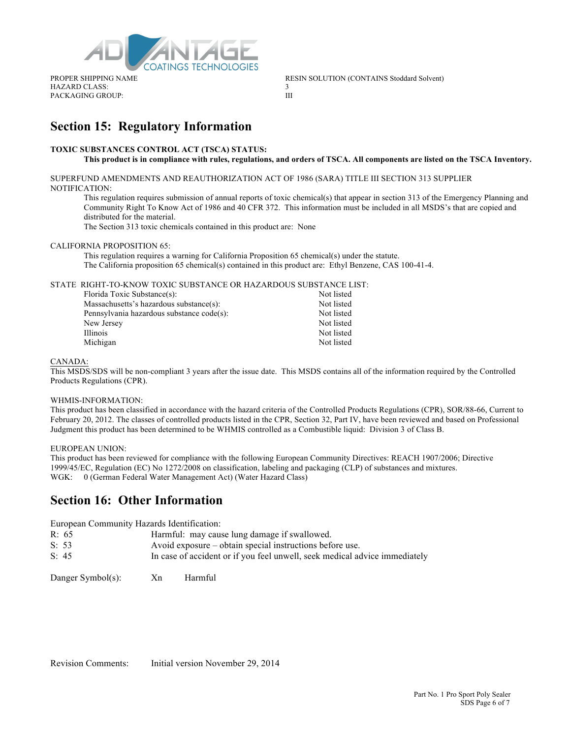| PROPER SHIPPING NAME | RESIN SOLUTION (CONTAINS Stoddard Solvent) |
| --- | --- |
| HAZARD CLASS: | 3 |
| PACKAGING GROUP: | III |

## Section 15: Regulatory Information

**TOXIC SUBSTANCES CONTROL ACT (TSCA) STATUS:**

**This product is in compliance with rules, regulations, and orders of TSCA. All components are listed on the TSCA Inventory.**

SUPERFUND AMENDMENTS AND REAUTHORIZATION ACT OF 1986 (SARA) TITLE III SECTION 313 SUPPLIER NOTIFICATION:

This regulation requires submission of annual reports of toxic chemical(s) that appear in section 313 of the Emergency Planning and Community Right To Know Act of 1986 and 40 CFR 372. This information must be included in all MSDS's that are copied and distributed for the material.

The Section 313 toxic chemicals contained in this product are: None

CALIFORNIA PROPOSITION 65:

This regulation requires a warning for California Proposition 65 chemical(s) under the statute.

The California proposition 65 chemical(s) contained in this product are: Ethyl Benzene, CAS 100-41-4.

STATE RIGHT-TO-KNOW TOXIC SUBSTANCE OR HAZARDOUS SUBSTANCE LIST:

| | |
| --- | --- |
| Florida Toxic Substance(s): | Not listed |
| Massachusetts's hazardous substance(s): | Not listed |
| Pennsylvania hazardous substance code(s): | Not listed |
| New Jersey | Not listed |
| Illinois | Not listed |
| Michigan | Not listed |

CANADA:

This MSDS/SDS will be non-compliant 3 years after the issue date. This MSDS contains all of the information required by the Controlled Products Regulations (CPR).

WHMIS-INFORMATION:

This product has been classified in accordance with the hazard criteria of the Controlled Products Regulations (CPR), SOR/88-66, Current to February 20, 2012. The classes of controlled products listed in the CPR, Section 32, Part IV, have been reviewed and based on Professional Judgment this product has been determined to be WHMIS controlled as a Combustible liquid: Division 3 of Class B.

EUROPEAN UNION:

This product has been reviewed for compliance with the following European Community Directives: REACH 1907/2006; Directive 1999/45/EC, Regulation (EC) No 1272/2008 on classification, labeling and packaging (CLP) of substances and mixtures.

WGK: 0 (German Federal Water Management Act) (Water Hazard Class)

## Section 16: Other Information

European Community Hazards Identification:

| | |
| --- | --- |
| R: 65 | Harmful: may cause lung damage if swallowed. |
| S: 53 | Avoid exposure – obtain special instructions before use. |
| S: 45 | In case of accident or if you feel unwell, seek medical advice immediately |

Danger Symbol(s): Xn Harmful

Revision Comments: Initial version November 29, 2014

Part No. 1 Pro Sport Poly Sealer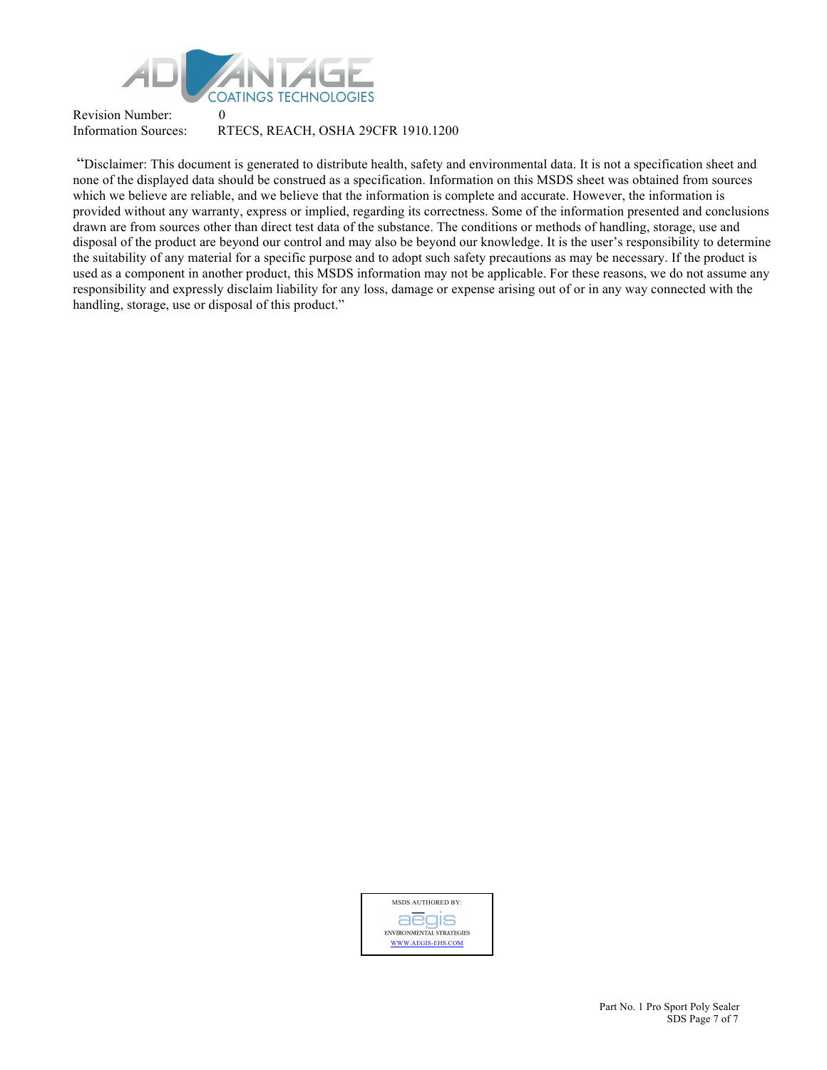Revision Number: 0

Information Sources: RTECS, REACH, OSHA 29CFR 1910.1200

"Disclaimer: This document is generated to distribute health, safety and environmental data. It is not a specification sheet and none of the displayed data should be construed as a specification. Information on this MSDS sheet was obtained from sources which we believe are reliable, and we believe that the information is complete and accurate. However, the information is provided without any warranty, express or implied, regarding its correctness. Some of the information presented and conclusions drawn are from sources other than direct test data of the substance. The conditions or methods of handling, storage, use and disposal of the product are beyond our control and may also be beyond our knowledge. It is the user's responsibility to determine the suitability of any material for a specific purpose and to adopt such safety precautions as may be necessary. If the product is used as a component in another product, this MSDS information may not be applicable. For these reasons, we do not assume any responsibility and expressly disclaim liability for any loss, damage or expense arising out of or in any way connected with the handling, storage, use or disposal of this product."

MSDS AUTHORED BY:
aegis
ENVIRONMENTAL STRATEGIES
WWW.AEGIS-EHS.COM